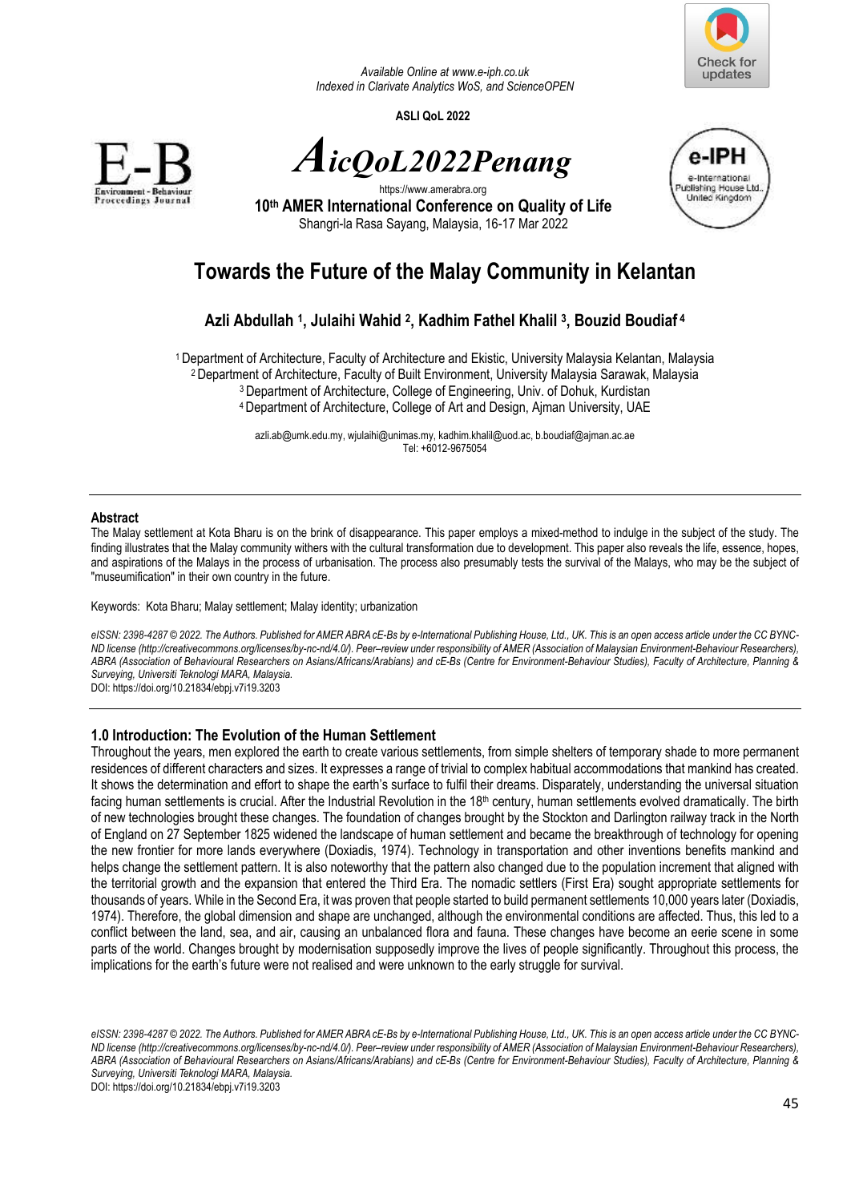Available Online at www.e-iph.co.uk
Indexed in Clarivate Analytics WoS, and ScienceOPEN

**ASLI QoL 2022**

# *AicQoL2022Penang*

https://www.amerabra.org

**10th AMER International Conference on Quality of Life**
Shangri-la Rasa Sayang, Malaysia, 16-17 Mar 2022

# Towards the Future of the Malay Community in Kelantan

**Azli Abdullah [1], Julaihi Wahid [2], Kadhim Fathel Khalil [3], Bouzid Boudiaf [4]**

[1] Department of Architecture, Faculty of Architecture and Ekistic, University Malaysia Kelantan, Malaysia
[2] Department of Architecture, Faculty of Built Environment, University Malaysia Sarawak, Malaysia
[3] Department of Architecture, College of Engineering, Univ. of Dohuk, Kurdistan
[4] Department of Architecture, College of Art and Design, Ajman University, UAE

azli.ab@umk.edu.my, wjulaihi@unimas.my, kadhim.khalil@uod.ac, b.boudiaf@ajman.ac.ae
Tel: +6012-9675054

## Abstract

The Malay settlement at Kota Bharu is on the brink of disappearance. This paper employs a mixed-method to indulge in the subject of the study. The finding illustrates that the Malay community withers with the cultural transformation due to development. This paper also reveals the life, essence, hopes, and aspirations of the Malays in the process of urbanisation. The process also presumably tests the survival of the Malays, who may be the subject of "museumification" in their own country in the future.

Keywords: Kota Bharu; Malay settlement; Malay identity; urbanization

*eISSN: 2398-4287 © 2022. The Authors. Published for AMER ABRA cE-Bs by e-International Publishing House, Ltd., UK. This is an open access article under the CC BYNC-ND license (http://creativecommons.org/licenses/by-nc-nd/4.0/). Peer–review under responsibility of AMER (Association of Malaysian Environment-Behaviour Researchers), ABRA (Association of Behavioural Researchers on Asians/Africans/Arabians) and cE-Bs (Centre for Environment-Behaviour Studies), Faculty of Architecture, Planning & Surveying, Universiti Teknologi MARA, Malaysia.*
DOI: https://doi.org/10.21834/ebpj.v7i19.3203

## 1.0 Introduction: The Evolution of the Human Settlement

Throughout the years, men explored the earth to create various settlements, from simple shelters of temporary shade to more permanent residences of different characters and sizes. It expresses a range of trivial to complex habitual accommodations that mankind has created. It shows the determination and effort to shape the earth's surface to fulfil their dreams. Disparately, understanding the universal situation facing human settlements is crucial. After the Industrial Revolution in the 18th century, human settlements evolved dramatically. The birth of new technologies brought these changes. The foundation of changes brought by the Stockton and Darlington railway track in the North of England on 27 September 1825 widened the landscape of human settlement and became the breakthrough of technology for opening the new frontier for more lands everywhere (Doxiadis, 1974). Technology in transportation and other inventions benefits mankind and helps change the settlement pattern. It is also noteworthy that the pattern also changed due to the population increment that aligned with the territorial growth and the expansion that entered the Third Era. The nomadic settlers (First Era) sought appropriate settlements for thousands of years. While in the Second Era, it was proven that people started to build permanent settlements 10,000 years later (Doxiadis, 1974). Therefore, the global dimension and shape are unchanged, although the environmental conditions are affected. Thus, this led to a conflict between the land, sea, and air, causing an unbalanced flora and fauna. These changes have become an eerie scene in some parts of the world. Changes brought by modernisation supposedly improve the lives of people significantly. Throughout this process, the implications for the earth's future were not realised and were unknown to the early struggle for survival.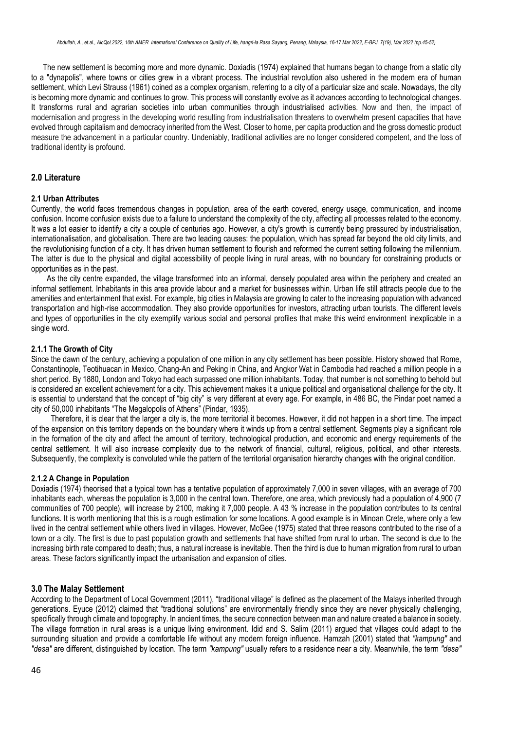The new settlement is becoming more and more dynamic. Doxiadis (1974) explained that humans began to change from a static city to a "dynapolis", where towns or cities grew in a vibrant process. The industrial revolution also ushered in the modern era of human settlement, which Levi Strauss (1961) coined as a complex organism, referring to a city of a particular size and scale. Nowadays, the city is becoming more dynamic and continues to grow. This process will constantly evolve as it advances according to technological changes. It transforms rural and agrarian societies into urban communities through industrialised activities. Now and then, the impact of modernisation and progress in the developing world resulting from industrialisation threatens to overwhelm present capacities that have evolved through capitalism and democracy inherited from the West. Closer to home, per capita production and the gross domestic product measure the advancement in a particular country. Undeniably, traditional activities are no longer considered competent, and the loss of traditional identity is profound.

## 2.0 Literature

### 2.1 Urban Attributes

Currently, the world faces tremendous changes in population, area of the earth covered, energy usage, communication, and income confusion. Income confusion exists due to a failure to understand the complexity of the city, affecting all processes related to the economy. It was a lot easier to identify a city a couple of centuries ago. However, a city's growth is currently being pressured by industrialisation, internationalisation, and globalisation. There are two leading causes: the population, which has spread far beyond the old city limits, and the revolutionising function of a city. It has driven human settlement to flourish and reformed the current setting following the millennium. The latter is due to the physical and digital accessibility of people living in rural areas, with no boundary for constraining products or opportunities as in the past.

As the city centre expanded, the village transformed into an informal, densely populated area within the periphery and created an informal settlement. Inhabitants in this area provide labour and a market for businesses within. Urban life still attracts people due to the amenities and entertainment that exist. For example, big cities in Malaysia are growing to cater to the increasing population with advanced transportation and high-rise accommodation. They also provide opportunities for investors, attracting urban tourists. The different levels and types of opportunities in the city exemplify various social and personal profiles that make this weird environment inexplicable in a single word.

#### 2.1.1 The Growth of City

Since the dawn of the century, achieving a population of one million in any city settlement has been possible. History showed that Rome, Constantinople, Teotihuacan in Mexico, Chang-An and Peking in China, and Angkor Wat in Cambodia had reached a million people in a short period. By 1880, London and Tokyo had each surpassed one million inhabitants. Today, that number is not something to behold but is considered an excellent achievement for a city. This achievement makes it a unique political and organisational challenge for the city. It is essential to understand that the concept of "big city" is very different at every age. For example, in 486 BC, the Pindar poet named a city of 50,000 inhabitants "The Megalopolis of Athens" (Pindar, 1935).

Therefore, it is clear that the larger a city is, the more territorial it becomes. However, it did not happen in a short time. The impact of the expansion on this territory depends on the boundary where it winds up from a central settlement. Segments play a significant role in the formation of the city and affect the amount of territory, technological production, and economic and energy requirements of the central settlement. It will also increase complexity due to the network of financial, cultural, religious, political, and other interests. Subsequently, the complexity is convoluted while the pattern of the territorial organisation hierarchy changes with the original condition.

#### 2.1.2 A Change in Population

Doxiadis (1974) theorised that a typical town has a tentative population of approximately 7,000 in seven villages, with an average of 700 inhabitants each, whereas the population is 3,000 in the central town. Therefore, one area, which previously had a population of 4,900 (7 communities of 700 people), will increase by 2100, making it 7,000 people. A 43 % increase in the population contributes to its central functions. It is worth mentioning that this is a rough estimation for some locations. A good example is in Minoan Crete, where only a few lived in the central settlement while others lived in villages. However, McGee (1975) stated that three reasons contributed to the rise of a town or a city. The first is due to past population growth and settlements that have shifted from rural to urban. The second is due to the increasing birth rate compared to death; thus, a natural increase is inevitable. Then the third is due to human migration from rural to urban areas. These factors significantly impact the urbanisation and expansion of cities.

## 3.0 The Malay Settlement

According to the Department of Local Government (2011), "traditional village" is defined as the placement of the Malays inherited through generations. Eyuce (2012) claimed that "traditional solutions" are environmentally friendly since they are never physically challenging, specifically through climate and topography. In ancient times, the secure connection between man and nature created a balance in society. The village formation in rural areas is a unique living environment. Idid and S. Salim (2011) argued that villages could adapt to the surrounding situation and provide a comfortable life without any modern foreign influence. Hamzah (2001) stated that *"kampung"* and *"desa"* are different, distinguished by location. The term *"kampung"* usually refers to a residence near a city. Meanwhile, the term *"desa"*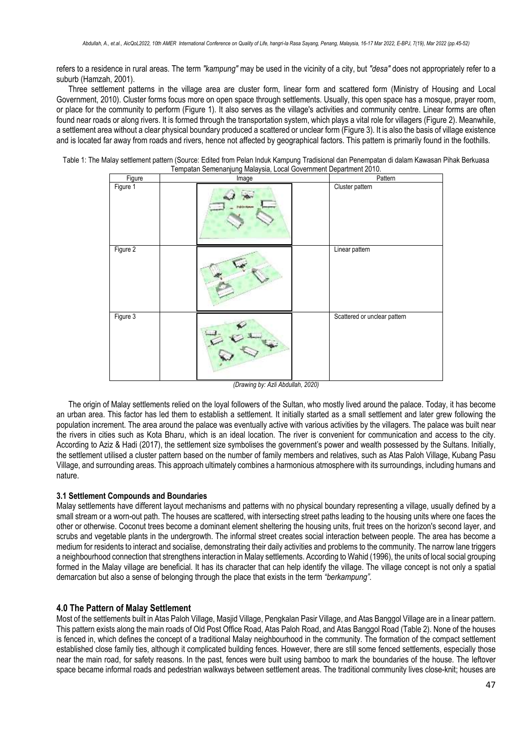refers to a residence in rural areas. The term *"kampung"* may be used in the vicinity of a city, but *"desa"* does not appropriately refer to a suburb (Hamzah, 2001).

Three settlement patterns in the village area are cluster form, linear form and scattered form (Ministry of Housing and Local Government, 2010). Cluster forms focus more on open space through settlements. Usually, this open space has a mosque, prayer room, or place for the community to perform (Figure 1). It also serves as the village's activities and community centre. Linear forms are often found near roads or along rivers. It is formed through the transportation system, which plays a vital role for villagers (Figure 2). Meanwhile, a settlement area without a clear physical boundary produced a scattered or unclear form (Figure 3). It is also the basis of village existence and is located far away from roads and rivers, hence not affected by geographical factors. This pattern is primarily found in the foothills.

Table 1: The Malay settlement pattern (Source: Edited from Pelan Induk Kampung Tradisional dan Penempatan di dalam Kawasan Pihak Berkuasa Tempatan Semenanjung Malaysia, Local Government Department 2010.

| Figure | Image | Pattern |
|---|---|---|
| Figure 1 | | Cluster pattern |
| Figure 2 | | Linear pattern |
| Figure 3 | | Scattered or unclear pattern |

*(Drawing by: Azli Abdullah, 2020)*

The origin of Malay settlements relied on the loyal followers of the Sultan, who mostly lived around the palace. Today, it has become an urban area. This factor has led them to establish a settlement. It initially started as a small settlement and later grew following the population increment. The area around the palace was eventually active with various activities by the villagers. The palace was built near the rivers in cities such as Kota Bharu, which is an ideal location. The river is convenient for communication and access to the city. According to Aziz & Hadi (2017), the settlement size symbolises the government's power and wealth possessed by the Sultans. Initially, the settlement utilised a cluster pattern based on the number of family members and relatives, such as Atas Paloh Village, Kubang Pasu Village, and surrounding areas. This approach ultimately combines a harmonious atmosphere with its surroundings, including humans and nature.

### 3.1 Settlement Compounds and Boundaries

Malay settlements have different layout mechanisms and patterns with no physical boundary representing a village, usually defined by a small stream or a worn-out path. The houses are scattered, with intersecting street paths leading to the housing units where one faces the other or otherwise. Coconut trees become a dominant element sheltering the housing units, fruit trees on the horizon's second layer, and scrubs and vegetable plants in the undergrowth. The informal street creates social interaction between people. The area has become a medium for residents to interact and socialise, demonstrating their daily activities and problems to the community. The narrow lane triggers a neighbourhood connection that strengthens interaction in Malay settlements. According to Wahid (1996), the units of local social grouping formed in the Malay village are beneficial. It has its character that can help identify the village. The village concept is not only a spatial demarcation but also a sense of belonging through the place that exists in the term *"berkampung"*.

## 4.0 The Pattern of Malay Settlement

Most of the settlements built in Atas Paloh Village, Masjid Village, Pengkalan Pasir Village, and Atas Banggol Village are in a linear pattern. This pattern exists along the main roads of Old Post Office Road, Atas Paloh Road, and Atas Banggol Road (Table 2). None of the houses is fenced in, which defines the concept of a traditional Malay neighbourhood in the community. The formation of the compact settlement established close family ties, although it complicated building fences. However, there are still some fenced settlements, especially those near the main road, for safety reasons. In the past, fences were built using bamboo to mark the boundaries of the house. The leftover space became informal roads and pedestrian walkways between settlement areas. The traditional community lives close-knit; houses are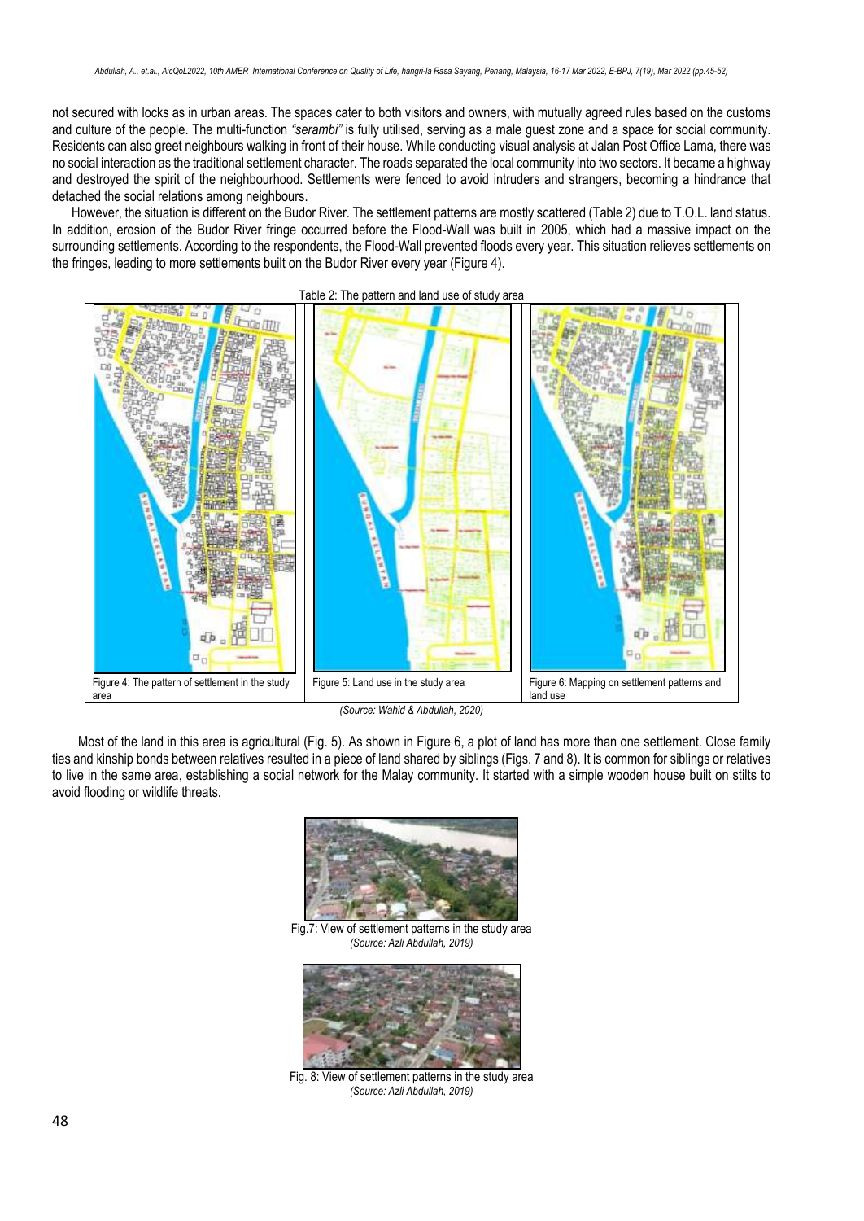not secured with locks as in urban areas. The spaces cater to both visitors and owners, with mutually agreed rules based on the customs and culture of the people. The multi-function *"serambi"* is fully utilised, serving as a male guest zone and a space for social community. Residents can also greet neighbours walking in front of their house. While conducting visual analysis at Jalan Post Office Lama, there was no social interaction as the traditional settlement character. The roads separated the local community into two sectors. It became a highway and destroyed the spirit of the neighbourhood. Settlements were fenced to avoid intruders and strangers, becoming a hindrance that detached the social relations among neighbours.

However, the situation is different on the Budor River. The settlement patterns are mostly scattered (Table 2) due to T.O.L. land status. In addition, erosion of the Budor River fringe occurred before the Flood-Wall was built in 2005, which had a massive impact on the surrounding settlements. According to the respondents, the Flood-Wall prevented floods every year. This situation relieves settlements on the fringes, leading to more settlements built on the Budor River every year (Figure 4).

Table 2: The pattern and land use of study area

| Figure 4: The pattern of settlement in the study area | Figure 5: Land use in the study area | Figure 6: Mapping on settlement patterns and land use |
|---|---|---|

*(Source: Wahid & Abdullah, 2020)*

Most of the land in this area is agricultural (Fig. 5). As shown in Figure 6, a plot of land has more than one settlement. Close family ties and kinship bonds between relatives resulted in a piece of land shared by siblings (Figs. 7 and 8). It is common for siblings or relatives to live in the same area, establishing a social network for the Malay community. It started with a simple wooden house built on stilts to avoid flooding or wildlife threats.

Fig.7: View of settlement patterns in the study area
*(Source: Azli Abdullah, 2019)*

Fig. 8: View of settlement patterns in the study area
*(Source: Azli Abdullah, 2019)*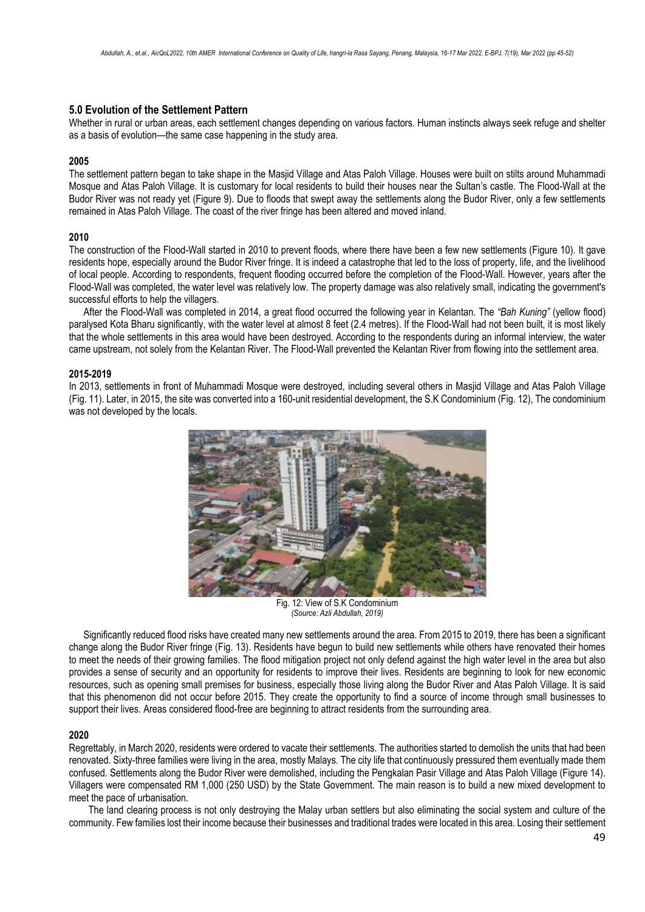## 5.0 Evolution of the Settlement Pattern

Whether in rural or urban areas, each settlement changes depending on various factors. Human instincts always seek refuge and shelter as a basis of evolution—the same case happening in the study area.

### 2005

The settlement pattern began to take shape in the Masjid Village and Atas Paloh Village. Houses were built on stilts around Muhammadi Mosque and Atas Paloh Village. It is customary for local residents to build their houses near the Sultan's castle. The Flood-Wall at the Budor River was not ready yet (Figure 9). Due to floods that swept away the settlements along the Budor River, only a few settlements remained in Atas Paloh Village. The coast of the river fringe has been altered and moved inland.

### 2010

The construction of the Flood-Wall started in 2010 to prevent floods, where there have been a few new settlements (Figure 10). It gave residents hope, especially around the Budor River fringe. It is indeed a catastrophe that led to the loss of property, life, and the livelihood of local people. According to respondents, frequent flooding occurred before the completion of the Flood-Wall. However, years after the Flood-Wall was completed, the water level was relatively low. The property damage was also relatively small, indicating the government's successful efforts to help the villagers.

After the Flood-Wall was completed in 2014, a great flood occurred the following year in Kelantan. The *"Bah Kuning"* (yellow flood) paralysed Kota Bharu significantly, with the water level at almost 8 feet (2.4 metres). If the Flood-Wall had not been built, it is most likely that the whole settlements in this area would have been destroyed. According to the respondents during an informal interview, the water came upstream, not solely from the Kelantan River. The Flood-Wall prevented the Kelantan River from flowing into the settlement area.

### 2015-2019

In 2013, settlements in front of Muhammadi Mosque were destroyed, including several others in Masjid Village and Atas Paloh Village (Fig. 11). Later, in 2015, the site was converted into a 160-unit residential development, the S.K Condominium (Fig. 12), The condominium was not developed by the locals.

Fig. 12: View of S.K Condominium
*(Source: Azli Abdullah, 2019)*

Significantly reduced flood risks have created many new settlements around the area. From 2015 to 2019, there has been a significant change along the Budor River fringe (Fig. 13). Residents have begun to build new settlements while others have renovated their homes to meet the needs of their growing families. The flood mitigation project not only defend against the high water level in the area but also provides a sense of security and an opportunity for residents to improve their lives. Residents are beginning to look for new economic resources, such as opening small premises for business, especially those living along the Budor River and Atas Paloh Village. It is said that this phenomenon did not occur before 2015. They create the opportunity to find a source of income through small businesses to support their lives. Areas considered flood-free are beginning to attract residents from the surrounding area.

### 2020

Regrettably, in March 2020, residents were ordered to vacate their settlements. The authorities started to demolish the units that had been renovated. Sixty-three families were living in the area, mostly Malays. The city life that continuously pressured them eventually made them confused. Settlements along the Budor River were demolished, including the Pengkalan Pasir Village and Atas Paloh Village (Figure 14). Villagers were compensated RM 1,000 (250 USD) by the State Government. The main reason is to build a new mixed development to meet the pace of urbanisation.

The land clearing process is not only destroying the Malay urban settlers but also eliminating the social system and culture of the community. Few families lost their income because their businesses and traditional trades were located in this area. Losing their settlement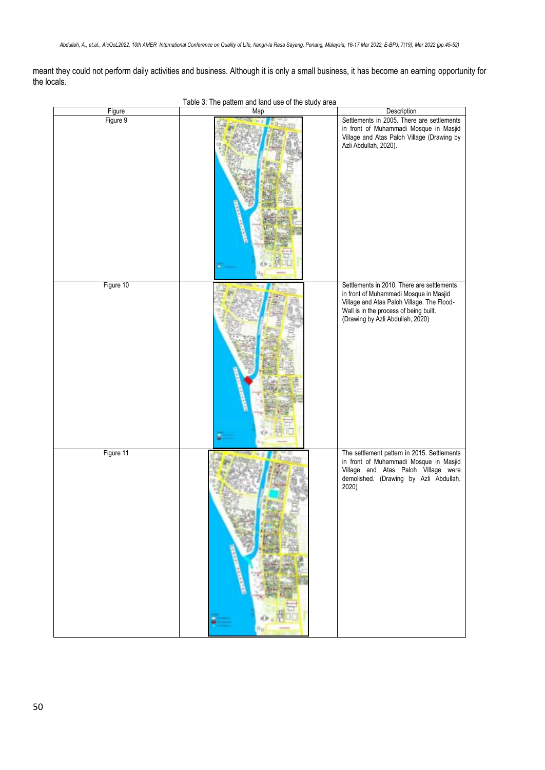meant they could not perform daily activities and business. Although it is only a small business, it has become an earning opportunity for the locals.

Table 3: The pattern and land use of the study area

| Figure | Map | Description |
|---|---|---|
| Figure 9 | | Settlements in 2005. There are settlements in front of Muhammadi Mosque in Masjid Village and Atas Paloh Village (Drawing by Azli Abdullah, 2020). |
| Figure 10 | | Settlements in 2010. There are settlements in front of Muhammadi Mosque in Masjid Village and Atas Paloh Village. The Flood-Wall is in the process of being built. (Drawing by Azli Abdullah, 2020) |
| Figure 11 | | The settlement pattern in 2015. Settlements in front of Muhammadi Mosque in Masjid Village and Atas Paloh Village were demolished. (Drawing by Azli Abdullah, 2020) |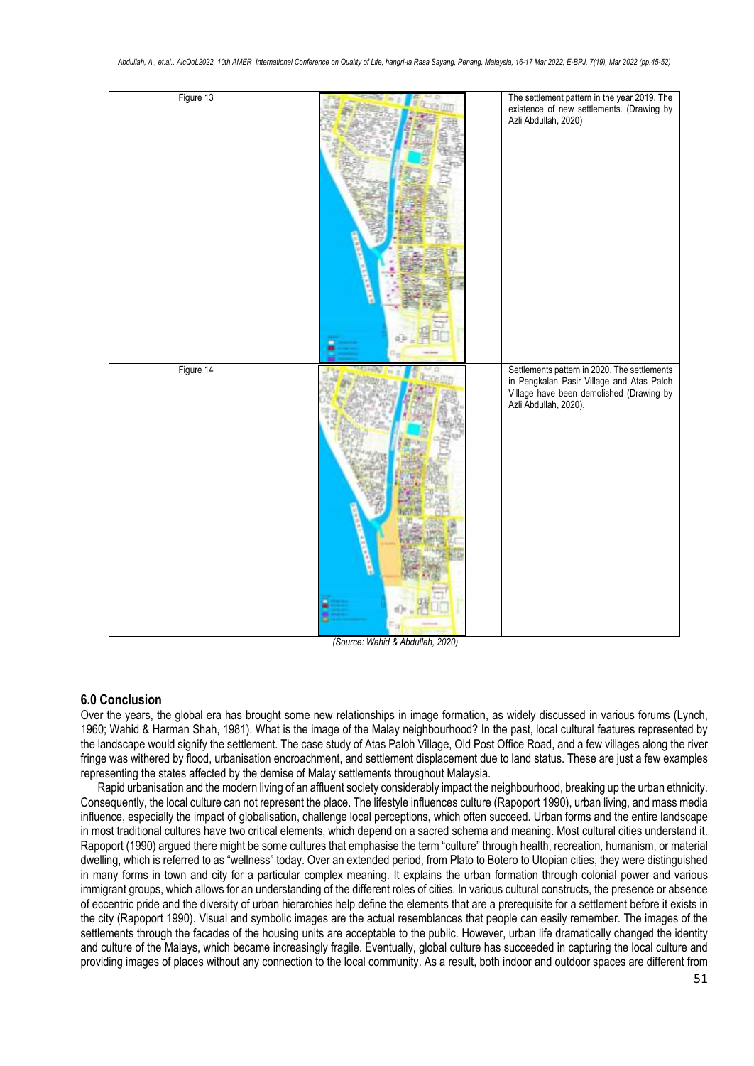| | | |
|---|---|---|
| Figure 13 | | The settlement pattern in the year 2019. The existence of new settlements. (Drawing by Azli Abdullah, 2020) |
| Figure 14 | | Settlements pattern in 2020. The settlements in Pengkalan Pasir Village and Atas Paloh Village have been demolished (Drawing by Azli Abdullah, 2020). |

*(Source: Wahid & Abdullah, 2020)*

## 6.0 Conclusion

Over the years, the global era has brought some new relationships in image formation, as widely discussed in various forums (Lynch, 1960; Wahid & Harman Shah, 1981). What is the image of the Malay neighbourhood? In the past, local cultural features represented by the landscape would signify the settlement. The case study of Atas Paloh Village, Old Post Office Road, and a few villages along the river fringe was withered by flood, urbanisation encroachment, and settlement displacement due to land status. These are just a few examples representing the states affected by the demise of Malay settlements throughout Malaysia.

Rapid urbanisation and the modern living of an affluent society considerably impact the neighbourhood, breaking up the urban ethnicity. Consequently, the local culture can not represent the place. The lifestyle influences culture (Rapoport 1990), urban living, and mass media influence, especially the impact of globalisation, challenge local perceptions, which often succeed. Urban forms and the entire landscape in most traditional cultures have two critical elements, which depend on a sacred schema and meaning. Most cultural cities understand it. Rapoport (1990) argued there might be some cultures that emphasise the term "culture" through health, recreation, humanism, or material dwelling, which is referred to as "wellness" today. Over an extended period, from Plato to Botero to Utopian cities, they were distinguished in many forms in town and city for a particular complex meaning. It explains the urban formation through colonial power and various immigrant groups, which allows for an understanding of the different roles of cities. In various cultural constructs, the presence or absence of eccentric pride and the diversity of urban hierarchies help define the elements that are a prerequisite for a settlement before it exists in the city (Rapoport 1990). Visual and symbolic images are the actual resemblances that people can easily remember. The images of the settlements through the facades of the housing units are acceptable to the public. However, urban life dramatically changed the identity and culture of the Malays, which became increasingly fragile. Eventually, global culture has succeeded in capturing the local culture and providing images of places without any connection to the local community. As a result, both indoor and outdoor spaces are different from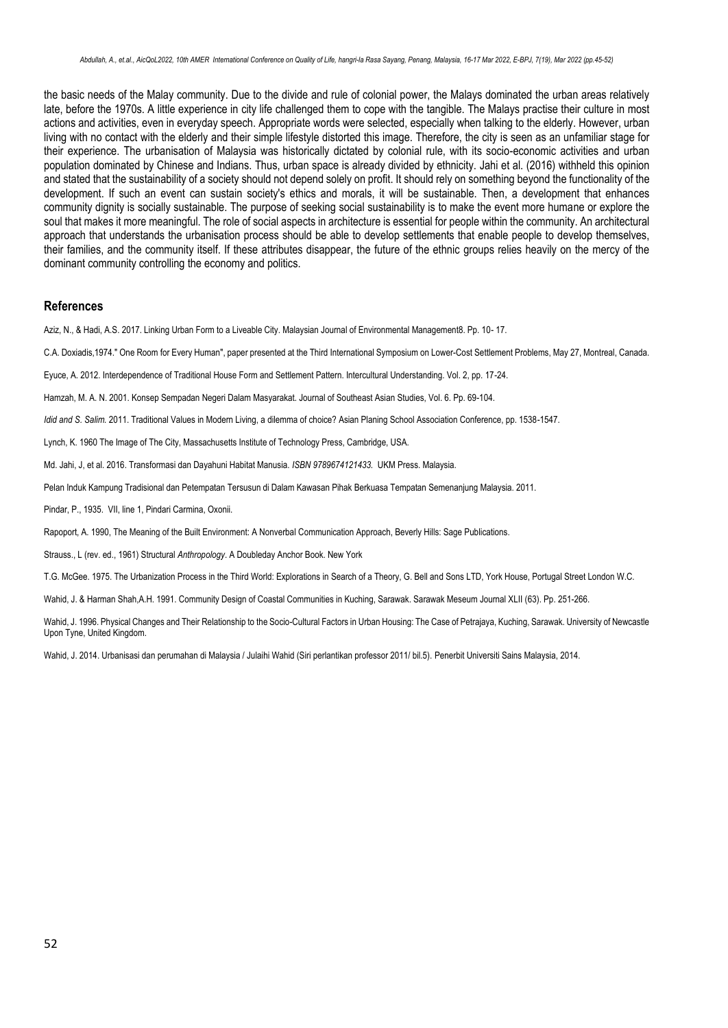the basic needs of the Malay community. Due to the divide and rule of colonial power, the Malays dominated the urban areas relatively late, before the 1970s. A little experience in city life challenged them to cope with the tangible. The Malays practise their culture in most actions and activities, even in everyday speech. Appropriate words were selected, especially when talking to the elderly. However, urban living with no contact with the elderly and their simple lifestyle distorted this image. Therefore, the city is seen as an unfamiliar stage for their experience. The urbanisation of Malaysia was historically dictated by colonial rule, with its socio-economic activities and urban population dominated by Chinese and Indians. Thus, urban space is already divided by ethnicity. Jahi et al. (2016) withheld this opinion and stated that the sustainability of a society should not depend solely on profit. It should rely on something beyond the functionality of the development. If such an event can sustain society's ethics and morals, it will be sustainable. Then, a development that enhances community dignity is socially sustainable. The purpose of seeking social sustainability is to make the event more humane or explore the soul that makes it more meaningful. The role of social aspects in architecture is essential for people within the community. An architectural approach that understands the urbanisation process should be able to develop settlements that enable people to develop themselves, their families, and the community itself. If these attributes disappear, the future of the ethnic groups relies heavily on the mercy of the dominant community controlling the economy and politics.

## References

Aziz, N., & Hadi, A.S. 2017. Linking Urban Form to a Liveable City. Malaysian Journal of Environmental Management8. Pp. 10- 17.

C.A. Doxiadis,1974." One Room for Every Human", paper presented at the Third International Symposium on Lower-Cost Settlement Problems, May 27, Montreal, Canada.

Eyuce, A. 2012. Interdependence of Traditional House Form and Settlement Pattern. Intercultural Understanding. Vol. 2, pp. 17-24.

Hamzah, M. A. N. 2001. Konsep Sempadan Negeri Dalam Masyarakat. Journal of Southeast Asian Studies, Vol. 6. Pp. 69-104.

*Idid and S. Salim.* 2011. Traditional Values in Modern Living, a dilemma of choice? Asian Planing School Association Conference, pp. 1538-1547.

Lynch, K. 1960 The Image of The City, Massachusetts Institute of Technology Press, Cambridge, USA.

Md. Jahi, J, et al. 2016. Transformasi dan Dayahuni Habitat Manusia. *ISBN 9789674121433.* UKM Press. Malaysia.

Pelan Induk Kampung Tradisional dan Petempatan Tersusun di Dalam Kawasan Pihak Berkuasa Tempatan Semenanjung Malaysia. 2011.

Pindar, P., 1935. VII, line 1, Pindari Carmina, Oxonii.

Rapoport, A. 1990, The Meaning of the Built Environment: A Nonverbal Communication Approach, Beverly Hills: Sage Publications.

Strauss., L (rev. ed., 1961) Structural *Anthropology*. A Doubleday Anchor Book. New York

T.G. McGee. 1975. The Urbanization Process in the Third World: Explorations in Search of a Theory, G. Bell and Sons LTD, York House, Portugal Street London W.C.

Wahid, J. & Harman Shah,A.H. 1991. Community Design of Coastal Communities in Kuching, Sarawak. Sarawak Meseum Journal XLII (63). Pp. 251-266.

Wahid, J. 1996. Physical Changes and Their Relationship to the Socio-Cultural Factors in Urban Housing: The Case of Petrajaya, Kuching, Sarawak. University of Newcastle Upon Tyne, United Kingdom.

Wahid, J. 2014. Urbanisasi dan perumahan di Malaysia / Julaihi Wahid (Siri perlantikan professor 2011/ bil.5). Penerbit Universiti Sains Malaysia, 2014.